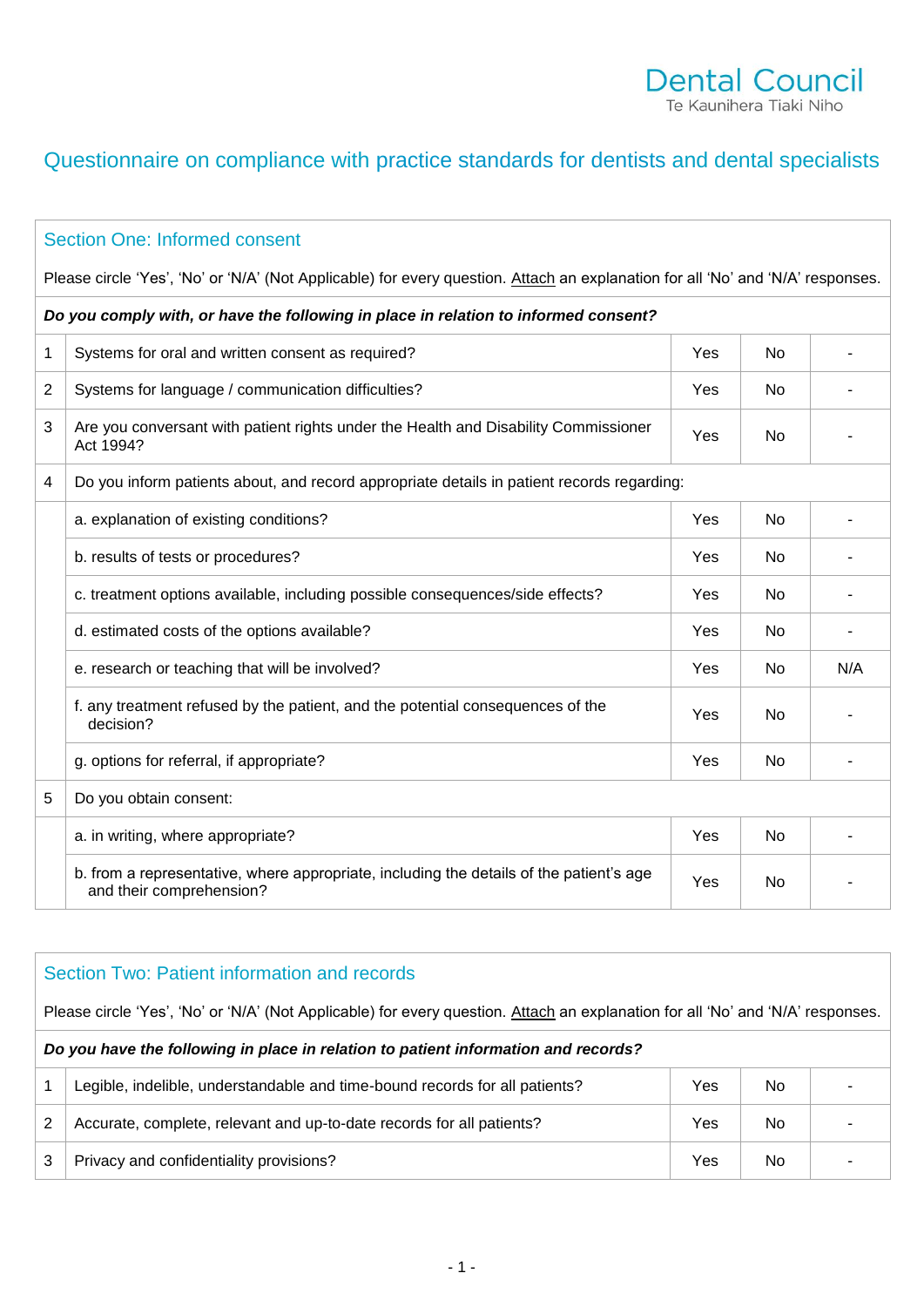Dental Council
Te Kaunihera Tiaki Niho

# Questionnaire on compliance with practice standards for dentists and dental specialists

## Section One: Informed consent

Please circle 'Yes', 'No' or 'N/A' (Not Applicable) for every question. Attach an explanation for all 'No' and 'N/A' responses.

| | ***Do you comply with, or have the following in place in relation to informed consent?*** | | | |
|---|---|---|---|---|
| 1 | Systems for oral and written consent as required? | Yes | No | - |
| 2 | Systems for language / communication difficulties? | Yes | No | - |
| 3 | Are you conversant with patient rights under the Health and Disability Commissioner Act 1994? | Yes | No | - |
| 4 | Do you inform patients about, and record appropriate details in patient records regarding: | | | |
| | a. explanation of existing conditions? | Yes | No | - |
| | b. results of tests or procedures? | Yes | No | - |
| | c. treatment options available, including possible consequences/side effects? | Yes | No | - |
| | d. estimated costs of the options available? | Yes | No | - |
| | e. research or teaching that will be involved? | Yes | No | N/A |
| | f. any treatment refused by the patient, and the potential consequences of the decision? | Yes | No | - |
| | g. options for referral, if appropriate? | Yes | No | - |
| 5 | Do you obtain consent: | | | |
| | a. in writing, where appropriate? | Yes | No | - |
| | b. from a representative, where appropriate, including the details of the patient's age and their comprehension? | Yes | No | - |

## Section Two: Patient information and records

Please circle 'Yes', 'No' or 'N/A' (Not Applicable) for every question. Attach an explanation for all 'No' and 'N/A' responses.

| | ***Do you have the following in place in relation to patient information and records?*** | | | |
|---|---|---|---|---|
| 1 | Legible, indelible, understandable and time-bound records for all patients? | Yes | No | - |
| 2 | Accurate, complete, relevant and up-to-date records for all patients? | Yes | No | - |
| 3 | Privacy and confidentiality provisions? | Yes | No | - |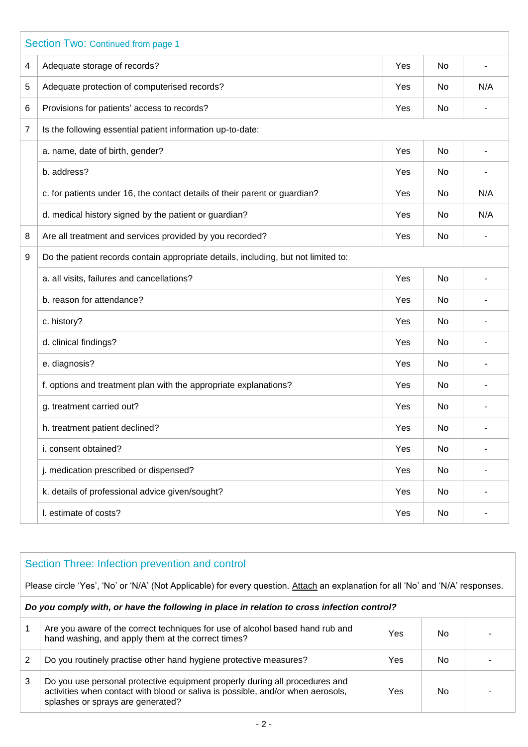## Section Two: Continued from page 1

| | | | | |
|---|---|---|---|---|
| 4 | Adequate storage of records? | Yes | No | - |
| 5 | Adequate protection of computerised records? | Yes | No | N/A |
| 6 | Provisions for patients' access to records? | Yes | No | - |
| 7 | Is the following essential patient information up-to-date: | | | |
| | a. name, date of birth, gender? | Yes | No | - |
| | b. address? | Yes | No | - |
| | c. for patients under 16, the contact details of their parent or guardian? | Yes | No | N/A |
| | d. medical history signed by the patient or guardian? | Yes | No | N/A |
| 8 | Are all treatment and services provided by you recorded? | Yes | No | - |
| 9 | Do the patient records contain appropriate details, including, but not limited to: | | | |
| | a. all visits, failures and cancellations? | Yes | No | - |
| | b. reason for attendance? | Yes | No | - |
| | c. history? | Yes | No | - |
| | d. clinical findings? | Yes | No | - |
| | e. diagnosis? | Yes | No | - |
| | f. options and treatment plan with the appropriate explanations? | Yes | No | - |
| | g. treatment carried out? | Yes | No | - |
| | h. treatment patient declined? | Yes | No | - |
| | i. consent obtained? | Yes | No | - |
| | j. medication prescribed or dispensed? | Yes | No | - |
| | k. details of professional advice given/sought? | Yes | No | - |
| | l. estimate of costs? | Yes | No | - |

## Section Three: Infection prevention and control

Please circle 'Yes', 'No' or 'N/A' (Not Applicable) for every question. Attach an explanation for all 'No' and 'N/A' responses.

***Do you comply with, or have the following in place in relation to cross infection control?***

| | | | | |
|---|---|---|---|---|
| 1 | Are you aware of the correct techniques for use of alcohol based hand rub and hand washing, and apply them at the correct times? | Yes | No | - |
| 2 | Do you routinely practise other hand hygiene protective measures? | Yes | No | - |
| 3 | Do you use personal protective equipment properly during all procedures and activities when contact with blood or saliva is possible, and/or when aerosols, splashes or sprays are generated? | Yes | No | - |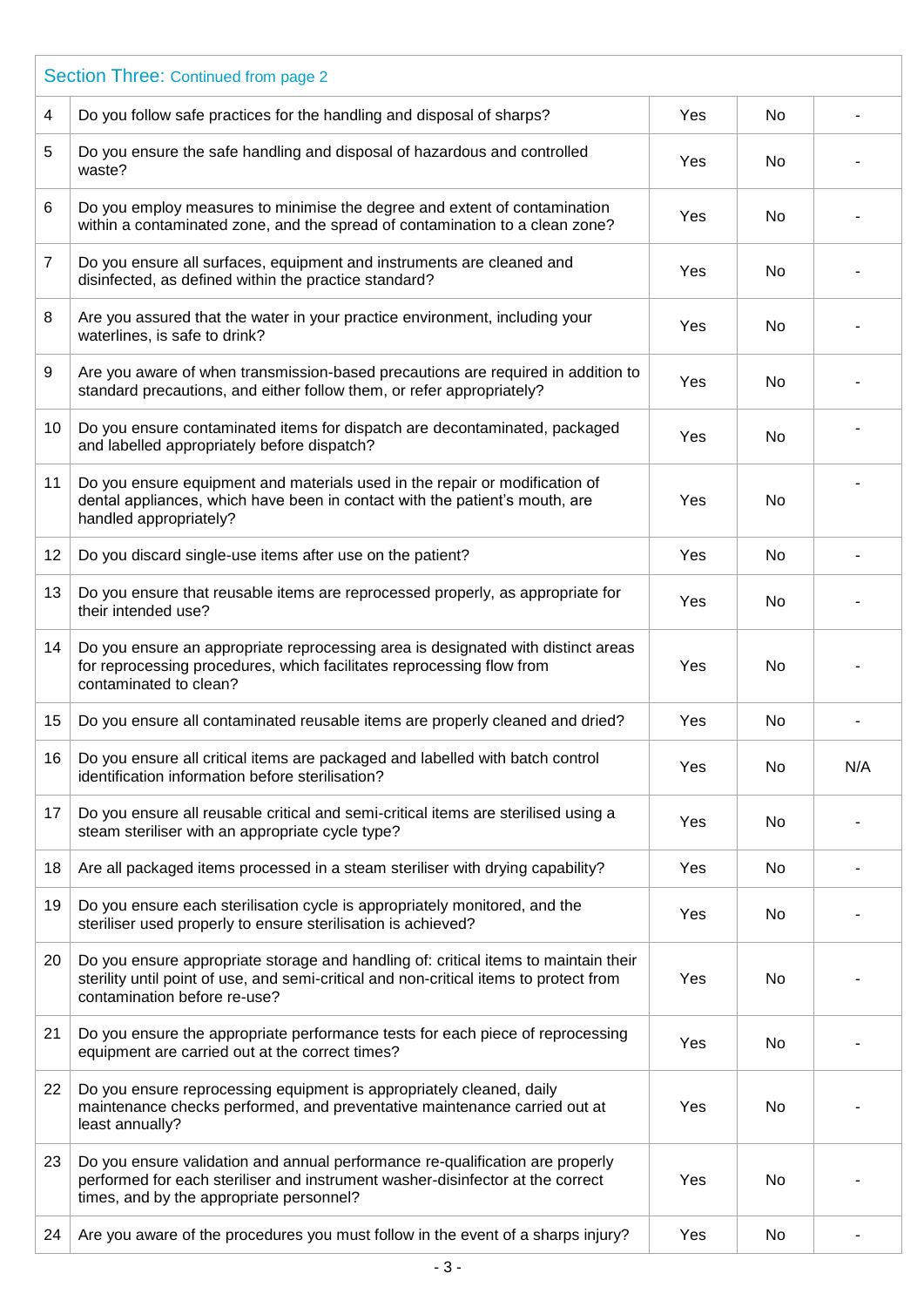| Section Three: Continued from page 2 | | | | |
|---|---|---|---|---|
| 4 | Do you follow safe practices for the handling and disposal of sharps? | Yes | No | - |
| 5 | Do you ensure the safe handling and disposal of hazardous and controlled waste? | Yes | No | - |
| 6 | Do you employ measures to minimise the degree and extent of contamination within a contaminated zone, and the spread of contamination to a clean zone? | Yes | No | - |
| 7 | Do you ensure all surfaces, equipment and instruments are cleaned and disinfected, as defined within the practice standard? | Yes | No | - |
| 8 | Are you assured that the water in your practice environment, including your waterlines, is safe to drink? | Yes | No | - |
| 9 | Are you aware of when transmission-based precautions are required in addition to standard precautions, and either follow them, or refer appropriately? | Yes | No | - |
| 10 | Do you ensure contaminated items for dispatch are decontaminated, packaged and labelled appropriately before dispatch? | Yes | No | - |
| 11 | Do you ensure equipment and materials used in the repair or modification of dental appliances, which have been in contact with the patient's mouth, are handled appropriately? | Yes | No | - |
| 12 | Do you discard single-use items after use on the patient? | Yes | No | - |
| 13 | Do you ensure that reusable items are reprocessed properly, as appropriate for their intended use? | Yes | No | - |
| 14 | Do you ensure an appropriate reprocessing area is designated with distinct areas for reprocessing procedures, which facilitates reprocessing flow from contaminated to clean? | Yes | No | - |
| 15 | Do you ensure all contaminated reusable items are properly cleaned and dried? | Yes | No | - |
| 16 | Do you ensure all critical items are packaged and labelled with batch control identification information before sterilisation? | Yes | No | N/A |
| 17 | Do you ensure all reusable critical and semi-critical items are sterilised using a steam steriliser with an appropriate cycle type? | Yes | No | - |
| 18 | Are all packaged items processed in a steam steriliser with drying capability? | Yes | No | - |
| 19 | Do you ensure each sterilisation cycle is appropriately monitored, and the steriliser used properly to ensure sterilisation is achieved? | Yes | No | - |
| 20 | Do you ensure appropriate storage and handling of: critical items to maintain their sterility until point of use, and semi-critical and non-critical items to protect from contamination before re-use? | Yes | No | - |
| 21 | Do you ensure the appropriate performance tests for each piece of reprocessing equipment are carried out at the correct times? | Yes | No | - |
| 22 | Do you ensure reprocessing equipment is appropriately cleaned, daily maintenance checks performed, and preventative maintenance carried out at least annually? | Yes | No | - |
| 23 | Do you ensure validation and annual performance re-qualification are properly performed for each steriliser and instrument washer-disinfector at the correct times, and by the appropriate personnel? | Yes | No | - |
| 24 | Are you aware of the procedures you must follow in the event of a sharps injury? | Yes | No | - |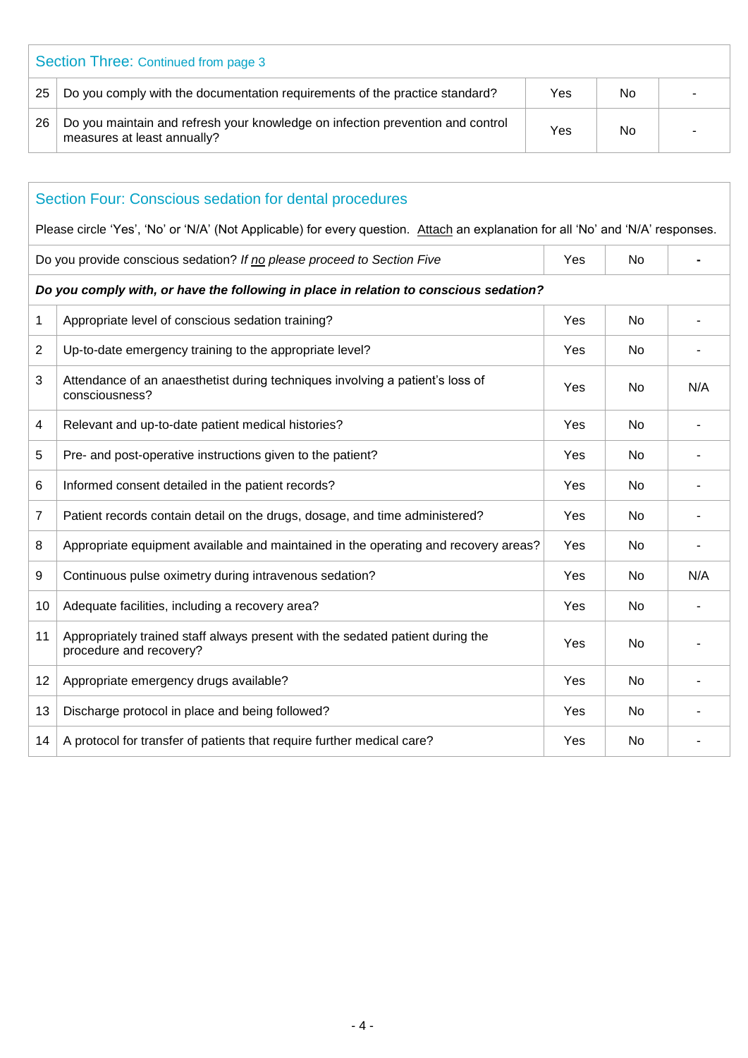| Section Three: Continued from page 3 | | | | |
|---|---|---|---|---|
| 25 | Do you comply with the documentation requirements of the practice standard? | Yes | No | - |
| 26 | Do you maintain and refresh your knowledge on infection prevention and control measures at least annually? | Yes | No | - |

## Section Four: Conscious sedation for dental procedures

Please circle 'Yes', 'No' or 'N/A' (Not Applicable) for every question. Attach an explanation for all 'No' and 'N/A' responses.

| | | | | |
|---|---|---|---|---|
| Do you provide conscious sedation? *If no please proceed to Section Five* | | Yes | No | - |
| ***Do you comply with, or have the following in place in relation to conscious sedation?*** | | | | |
| 1 | Appropriate level of conscious sedation training? | Yes | No | - |
| 2 | Up-to-date emergency training to the appropriate level? | Yes | No | - |
| 3 | Attendance of an anaesthetist during techniques involving a patient's loss of consciousness? | Yes | No | N/A |
| 4 | Relevant and up-to-date patient medical histories? | Yes | No | - |
| 5 | Pre- and post-operative instructions given to the patient? | Yes | No | - |
| 6 | Informed consent detailed in the patient records? | Yes | No | - |
| 7 | Patient records contain detail on the drugs, dosage, and time administered? | Yes | No | - |
| 8 | Appropriate equipment available and maintained in the operating and recovery areas? | Yes | No | - |
| 9 | Continuous pulse oximetry during intravenous sedation? | Yes | No | N/A |
| 10 | Adequate facilities, including a recovery area? | Yes | No | - |
| 11 | Appropriately trained staff always present with the sedated patient during the procedure and recovery? | Yes | No | - |
| 12 | Appropriate emergency drugs available? | Yes | No | - |
| 13 | Discharge protocol in place and being followed? | Yes | No | - |
| 14 | A protocol for transfer of patients that require further medical care? | Yes | No | - |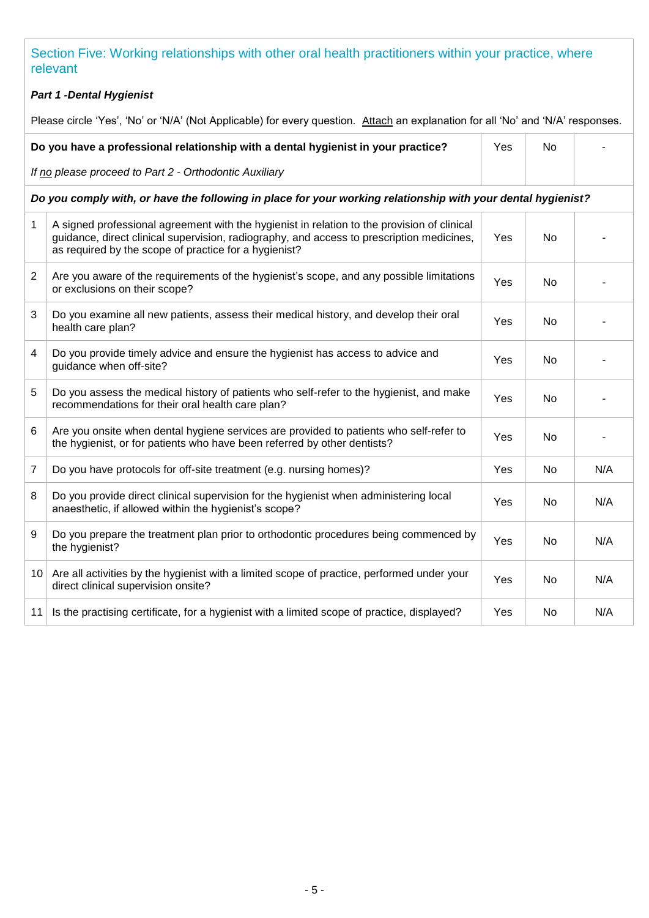## Section Five: Working relationships with other oral health practitioners within your practice, where relevant

***Part 1 -Dental Hygienist***

Please circle 'Yes', 'No' or 'N/A' (Not Applicable) for every question. Attach an explanation for all 'No' and 'N/A' responses.

| | **Do you have a professional relationship with a dental hygienist in your practice?** *If no please proceed to Part 2 - Orthodontic Auxiliary* | Yes | No | - |
|---|---|---|---|---|
| | ***Do you comply with, or have the following in place for your working relationship with your dental hygienist?*** | | | |
| 1 | A signed professional agreement with the hygienist in relation to the provision of clinical guidance, direct clinical supervision, radiography, and access to prescription medicines, as required by the scope of practice for a hygienist? | Yes | No | - |
| 2 | Are you aware of the requirements of the hygienist's scope, and any possible limitations or exclusions on their scope? | Yes | No | - |
| 3 | Do you examine all new patients, assess their medical history, and develop their oral health care plan? | Yes | No | - |
| 4 | Do you provide timely advice and ensure the hygienist has access to advice and guidance when off-site? | Yes | No | - |
| 5 | Do you assess the medical history of patients who self-refer to the hygienist, and make recommendations for their oral health care plan? | Yes | No | - |
| 6 | Are you onsite when dental hygiene services are provided to patients who self-refer to the hygienist, or for patients who have been referred by other dentists? | Yes | No | - |
| 7 | Do you have protocols for off-site treatment (e.g. nursing homes)? | Yes | No | N/A |
| 8 | Do you provide direct clinical supervision for the hygienist when administering local anaesthetic, if allowed within the hygienist's scope? | Yes | No | N/A |
| 9 | Do you prepare the treatment plan prior to orthodontic procedures being commenced by the hygienist? | Yes | No | N/A |
| 10 | Are all activities by the hygienist with a limited scope of practice, performed under your direct clinical supervision onsite? | Yes | No | N/A |
| 11 | Is the practising certificate, for a hygienist with a limited scope of practice, displayed? | Yes | No | N/A |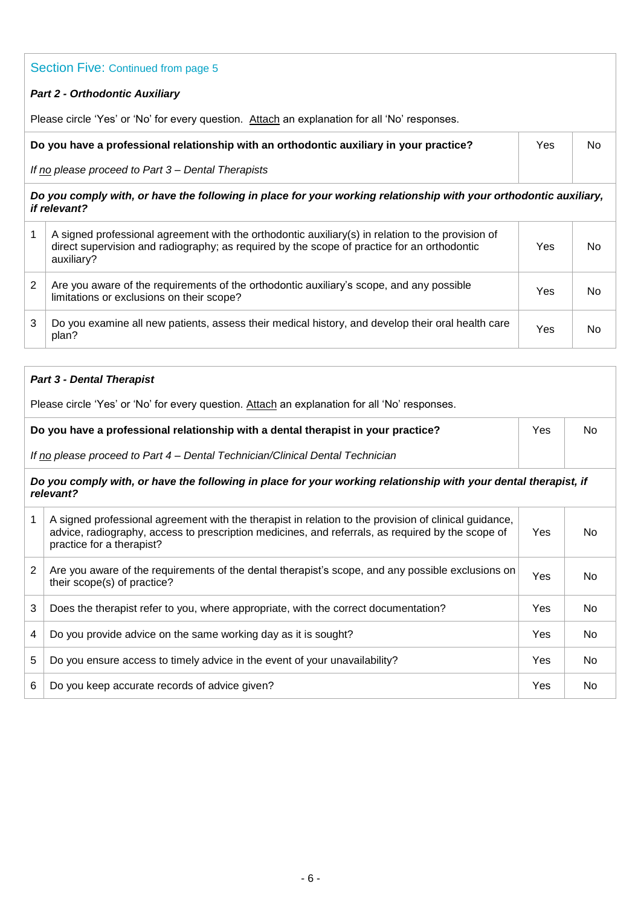## Section Five: Continued from page 5

***Part 2 - Orthodontic Auxiliary***

Please circle 'Yes' or 'No' for every question. Attach an explanation for all 'No' responses.

| **Do you have a professional relationship with an orthodontic auxiliary in your practice?**<br><br>*If no please proceed to Part 3 – Dental Therapists* | Yes | No |
|---|---|---|

***Do you comply with, or have the following in place for your working relationship with your orthodontic auxiliary, if relevant?***

| | | | |
|---|---|---|---|
| 1 | A signed professional agreement with the orthodontic auxiliary(s) in relation to the provision of direct supervision and radiography; as required by the scope of practice for an orthodontic auxiliary? | Yes | No |
| 2 | Are you aware of the requirements of the orthodontic auxiliary's scope, and any possible limitations or exclusions on their scope? | Yes | No |
| 3 | Do you examine all new patients, assess their medical history, and develop their oral health care plan? | Yes | No |

***Part 3 - Dental Therapist***

Please circle 'Yes' or 'No' for every question. Attach an explanation for all 'No' responses.

| **Do you have a professional relationship with a dental therapist in your practice?**<br><br>*If no please proceed to Part 4 – Dental Technician/Clinical Dental Technician* | Yes | No |
|---|---|---|

***Do you comply with, or have the following in place for your working relationship with your dental therapist, if relevant?***

| | | | |
|---|---|---|---|
| 1 | A signed professional agreement with the therapist in relation to the provision of clinical guidance, advice, radiography, access to prescription medicines, and referrals, as required by the scope of practice for a therapist? | Yes | No |
| 2 | Are you aware of the requirements of the dental therapist's scope, and any possible exclusions on their scope(s) of practice? | Yes | No |
| 3 | Does the therapist refer to you, where appropriate, with the correct documentation? | Yes | No |
| 4 | Do you provide advice on the same working day as it is sought? | Yes | No |
| 5 | Do you ensure access to timely advice in the event of your unavailability? | Yes | No |
| 6 | Do you keep accurate records of advice given? | Yes | No |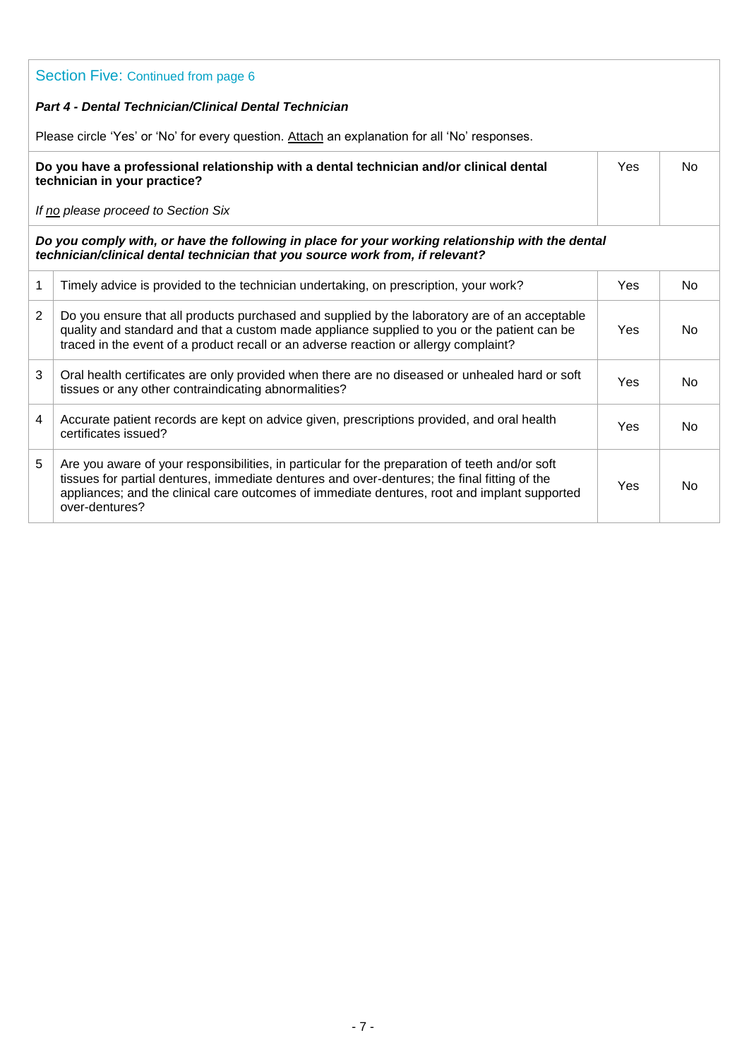## Section Five: Continued from page 6

***Part 4 - Dental Technician/Clinical Dental Technician***

Please circle 'Yes' or 'No' for every question. Attach an explanation for all 'No' responses.

| | | | |
|---|---|---|---|
| **Do you have a professional relationship with a dental technician and/or clinical dental technician in your practice?**<br><br>*If no please proceed to Section Six* | | Yes | No |
| ***Do you comply with, or have the following in place for your working relationship with the dental technician/clinical dental technician that you source work from, if relevant?*** | | | |
| 1 | Timely advice is provided to the technician undertaking, on prescription, your work? | Yes | No |
| 2 | Do you ensure that all products purchased and supplied by the laboratory are of an acceptable quality and standard and that a custom made appliance supplied to you or the patient can be traced in the event of a product recall or an adverse reaction or allergy complaint? | Yes | No |
| 3 | Oral health certificates are only provided when there are no diseased or unhealed hard or soft tissues or any other contraindicating abnormalities? | Yes | No |
| 4 | Accurate patient records are kept on advice given, prescriptions provided, and oral health certificates issued? | Yes | No |
| 5 | Are you aware of your responsibilities, in particular for the preparation of teeth and/or soft tissues for partial dentures, immediate dentures and over-dentures; the final fitting of the appliances; and the clinical care outcomes of immediate dentures, root and implant supported over-dentures? | Yes | No |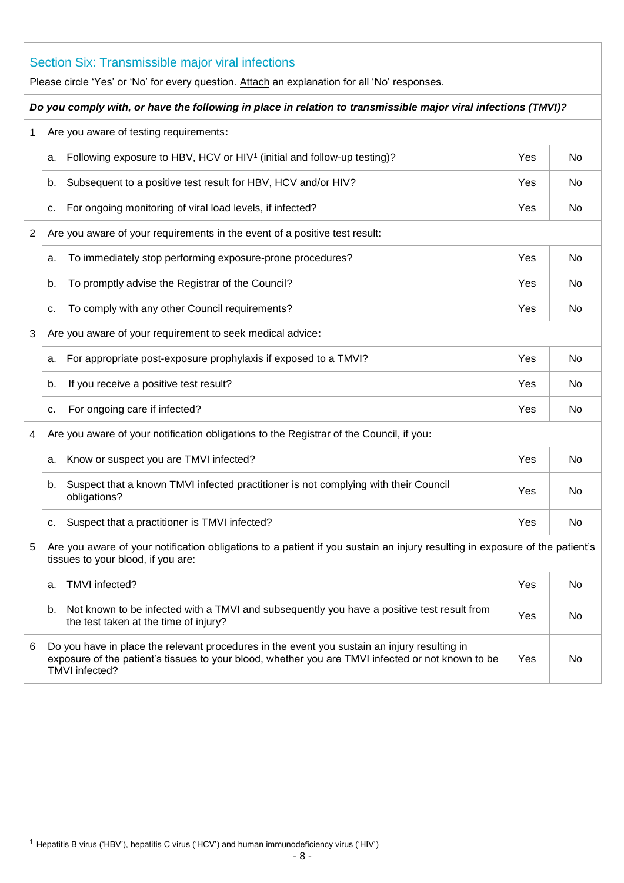## Section Six: Transmissible major viral infections

Please circle 'Yes' or 'No' for every question. Attach an explanation for all 'No' responses.

***Do you comply with, or have the following in place in relation to transmissible major viral infections (TMVI)?***

| | | | |
|---|---|---|---|
| 1 | Are you aware of testing requirements**:** | | |
| | a. Following exposure to HBV, HCV or HIV[1] (initial and follow-up testing)? | Yes | No |
| | b. Subsequent to a positive test result for HBV, HCV and/or HIV? | Yes | No |
| | c. For ongoing monitoring of viral load levels, if infected? | Yes | No |
| 2 | Are you aware of your requirements in the event of a positive test result: | | |
| | a. To immediately stop performing exposure-prone procedures? | Yes | No |
| | b. To promptly advise the Registrar of the Council? | Yes | No |
| | c. To comply with any other Council requirements? | Yes | No |
| 3 | Are you aware of your requirement to seek medical advice**:** | | |
| | a. For appropriate post-exposure prophylaxis if exposed to a TMVI? | Yes | No |
| | b. If you receive a positive test result? | Yes | No |
| | c. For ongoing care if infected? | Yes | No |
| 4 | Are you aware of your notification obligations to the Registrar of the Council, if you**:** | | |
| | a. Know or suspect you are TMVI infected? | Yes | No |
| | b. Suspect that a known TMVI infected practitioner is not complying with their Council obligations? | Yes | No |
| | c. Suspect that a practitioner is TMVI infected? | Yes | No |
| 5 | Are you aware of your notification obligations to a patient if you sustain an injury resulting in exposure of the patient's tissues to your blood, if you are: | | |
| | a. TMVI infected? | Yes | No |
| | b. Not known to be infected with a TMVI and subsequently you have a positive test result from the test taken at the time of injury? | Yes | No |
| 6 | Do you have in place the relevant procedures in the event you sustain an injury resulting in exposure of the patient's tissues to your blood, whether you are TMVI infected or not known to be TMVI infected? | Yes | No |

[1] Hepatitis B virus ('HBV'), hepatitis C virus ('HCV') and human immunodeficiency virus ('HIV')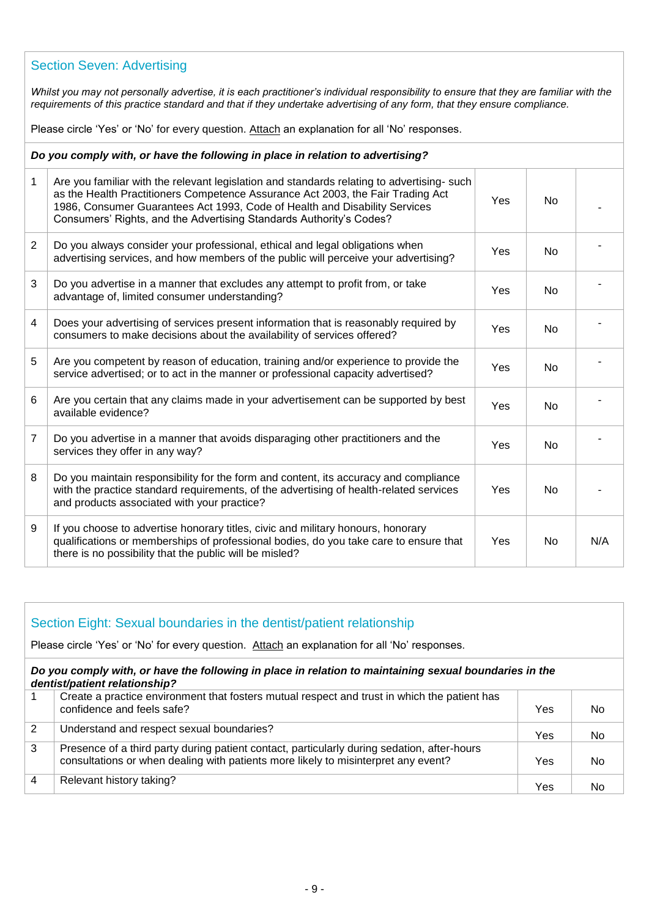## Section Seven: Advertising

*Whilst you may not personally advertise, it is each practitioner's individual responsibility to ensure that they are familiar with the requirements of this practice standard and that if they undertake advertising of any form, that they ensure compliance.*

Please circle 'Yes' or 'No' for every question. Attach an explanation for all 'No' responses.

***Do you comply with, or have the following in place in relation to advertising?***

| | | | | |
|---|---|---|---|---|
| 1 | Are you familiar with the relevant legislation and standards relating to advertising- such as the Health Practitioners Competence Assurance Act 2003, the Fair Trading Act 1986, Consumer Guarantees Act 1993, Code of Health and Disability Services Consumers' Rights, and the Advertising Standards Authority's Codes? | Yes | No | - |
| 2 | Do you always consider your professional, ethical and legal obligations when advertising services, and how members of the public will perceive your advertising? | Yes | No | - |
| 3 | Do you advertise in a manner that excludes any attempt to profit from, or take advantage of, limited consumer understanding? | Yes | No | - |
| 4 | Does your advertising of services present information that is reasonably required by consumers to make decisions about the availability of services offered? | Yes | No | - |
| 5 | Are you competent by reason of education, training and/or experience to provide the service advertised; or to act in the manner or professional capacity advertised? | Yes | No | - |
| 6 | Are you certain that any claims made in your advertisement can be supported by best available evidence? | Yes | No | - |
| 7 | Do you advertise in a manner that avoids disparaging other practitioners and the services they offer in any way? | Yes | No | - |
| 8 | Do you maintain responsibility for the form and content, its accuracy and compliance with the practice standard requirements, of the advertising of health-related services and products associated with your practice? | Yes | No | - |
| 9 | If you choose to advertise honorary titles, civic and military honours, honorary qualifications or memberships of professional bodies, do you take care to ensure that there is no possibility that the public will be misled? | Yes | No | N/A |

## Section Eight: Sexual boundaries in the dentist/patient relationship

Please circle 'Yes' or 'No' for every question. Attach an explanation for all 'No' responses.

***Do you comply with, or have the following in place in relation to maintaining sexual boundaries in the dentist/patient relationship?***

| | | | |
|---|---|---|---|
| 1 | Create a practice environment that fosters mutual respect and trust in which the patient has confidence and feels safe? | Yes | No |
| 2 | Understand and respect sexual boundaries? | Yes | No |
| 3 | Presence of a third party during patient contact, particularly during sedation, after-hours consultations or when dealing with patients more likely to misinterpret any event? | Yes | No |
| 4 | Relevant history taking? | Yes | No |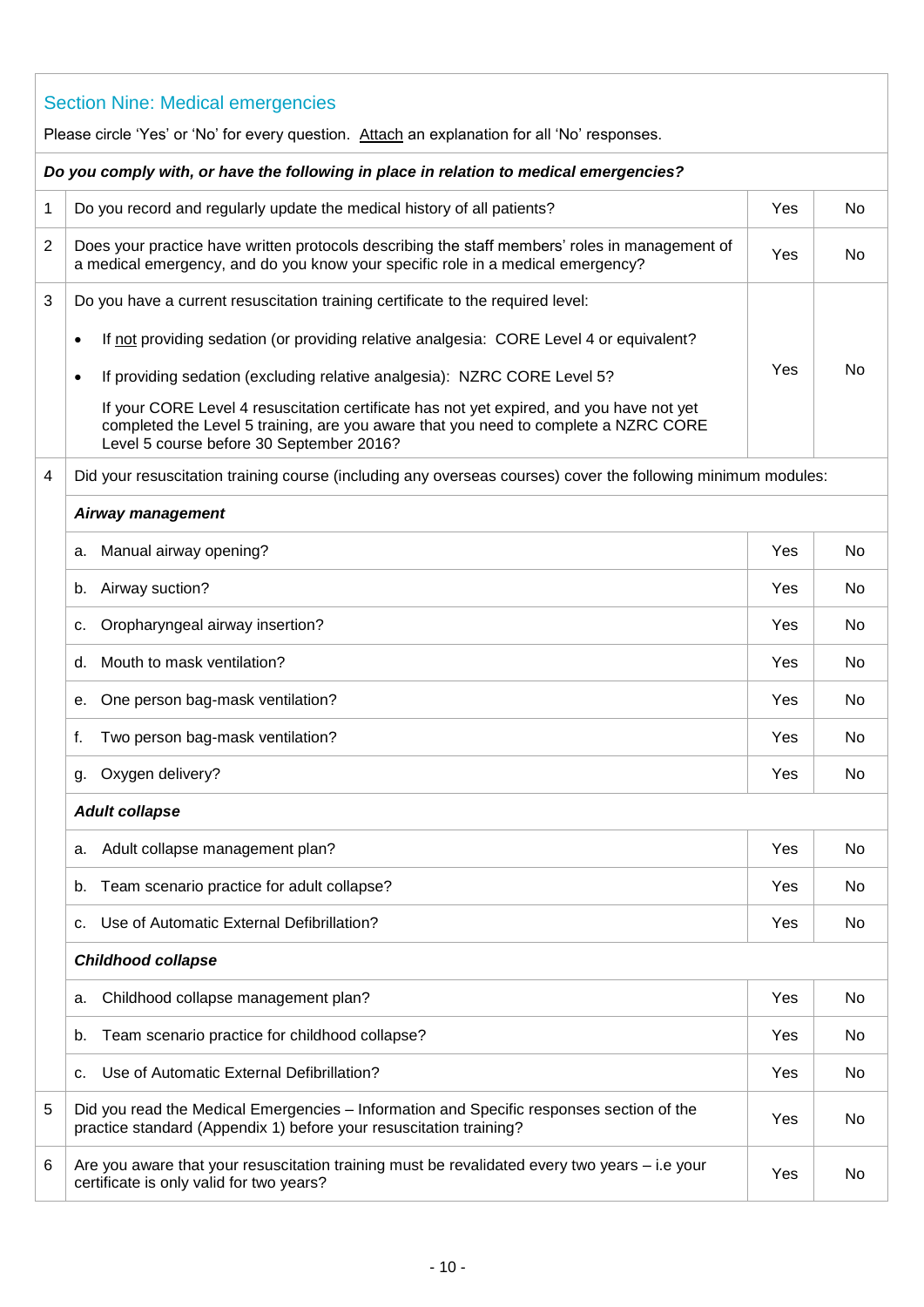## Section Nine: Medical emergencies

Please circle 'Yes' or 'No' for every question. Attach an explanation for all 'No' responses.

| | *Do you comply with, or have the following in place in relation to medical emergencies?* | | |
|---|---|---|---|
| 1 | Do you record and regularly update the medical history of all patients? | Yes | No |
| 2 | Does your practice have written protocols describing the staff members' roles in management of a medical emergency, and do you know your specific role in a medical emergency? | Yes | No |
| 3 | Do you have a current resuscitation training certificate to the required level:<br>• If not providing sedation (or providing relative analgesia: CORE Level 4 or equivalent?<br>• If providing sedation (excluding relative analgesia): NZRC CORE Level 5?<br>If your CORE Level 4 resuscitation certificate has not yet expired, and you have not yet completed the Level 5 training, are you aware that you need to complete a NZRC CORE Level 5 course before 30 September 2016? | Yes | No |
| 4 | Did your resuscitation training course (including any overseas courses) cover the following minimum modules: | | |
| | ***Airway management*** | | |
| | a. Manual airway opening? | Yes | No |
| | b. Airway suction? | Yes | No |
| | c. Oropharyngeal airway insertion? | Yes | No |
| | d. Mouth to mask ventilation? | Yes | No |
| | e. One person bag-mask ventilation? | Yes | No |
| | f. Two person bag-mask ventilation? | Yes | No |
| | g. Oxygen delivery? | Yes | No |
| | ***Adult collapse*** | | |
| | a. Adult collapse management plan? | Yes | No |
| | b. Team scenario practice for adult collapse? | Yes | No |
| | c. Use of Automatic External Defibrillation? | Yes | No |
| | ***Childhood collapse*** | | |
| | a. Childhood collapse management plan? | Yes | No |
| | b. Team scenario practice for childhood collapse? | Yes | No |
| | c. Use of Automatic External Defibrillation? | Yes | No |
| 5 | Did you read the Medical Emergencies – Information and Specific responses section of the practice standard (Appendix 1) before your resuscitation training? | Yes | No |
| 6 | Are you aware that your resuscitation training must be revalidated every two years – i.e your certificate is only valid for two years? | Yes | No |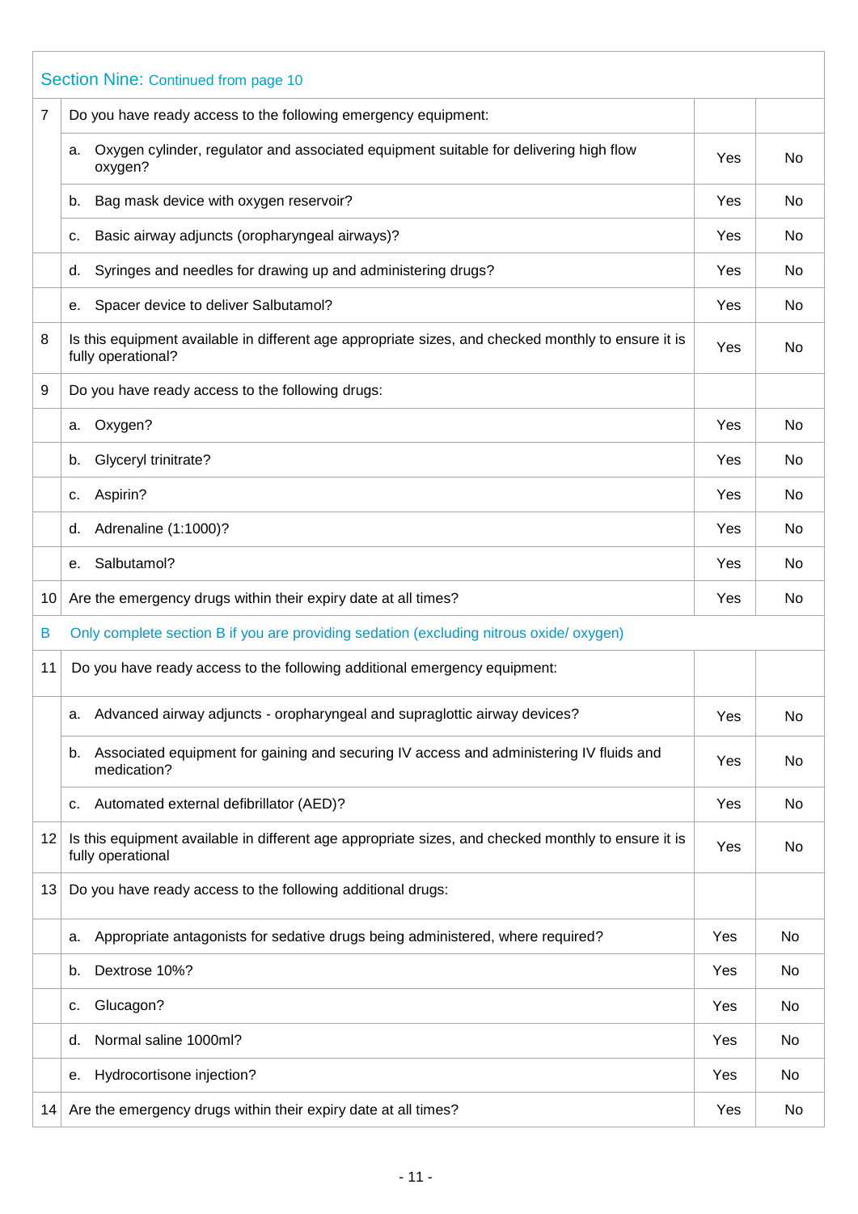## Section Nine: Continued from page 10

| | | | |
|---|---|---|---|
| 7 | Do you have ready access to the following emergency equipment: | | |
| | a. Oxygen cylinder, regulator and associated equipment suitable for delivering high flow oxygen? | Yes | No |
| | b. Bag mask device with oxygen reservoir? | Yes | No |
| | c. Basic airway adjuncts (oropharyngeal airways)? | Yes | No |
| | d. Syringes and needles for drawing up and administering drugs? | Yes | No |
| | e. Spacer device to deliver Salbutamol? | Yes | No |
| 8 | Is this equipment available in different age appropriate sizes, and checked monthly to ensure it is fully operational? | Yes | No |
| 9 | Do you have ready access to the following drugs: | | |
| | a. Oxygen? | Yes | No |
| | b. Glyceryl trinitrate? | Yes | No |
| | c. Aspirin? | Yes | No |
| | d. Adrenaline (1:1000)? | Yes | No |
| | e. Salbutamol? | Yes | No |
| 10 | Are the emergency drugs within their expiry date at all times? | Yes | No |
| B | Only complete section B if you are providing sedation (excluding nitrous oxide/ oxygen) | | |
| 11 | Do you have ready access to the following additional emergency equipment: | | |
| | a. Advanced airway adjuncts - oropharyngeal and supraglottic airway devices? | Yes | No |
| | b. Associated equipment for gaining and securing IV access and administering IV fluids and medication? | Yes | No |
| | c. Automated external defibrillator (AED)? | Yes | No |
| 12 | Is this equipment available in different age appropriate sizes, and checked monthly to ensure it is fully operational | Yes | No |
| 13 | Do you have ready access to the following additional drugs: | | |
| | a. Appropriate antagonists for sedative drugs being administered, where required? | Yes | No |
| | b. Dextrose 10%? | Yes | No |
| | c. Glucagon? | Yes | No |
| | d. Normal saline 1000ml? | Yes | No |
| | e. Hydrocortisone injection? | Yes | No |
| 14 | Are the emergency drugs within their expiry date at all times? | Yes | No |